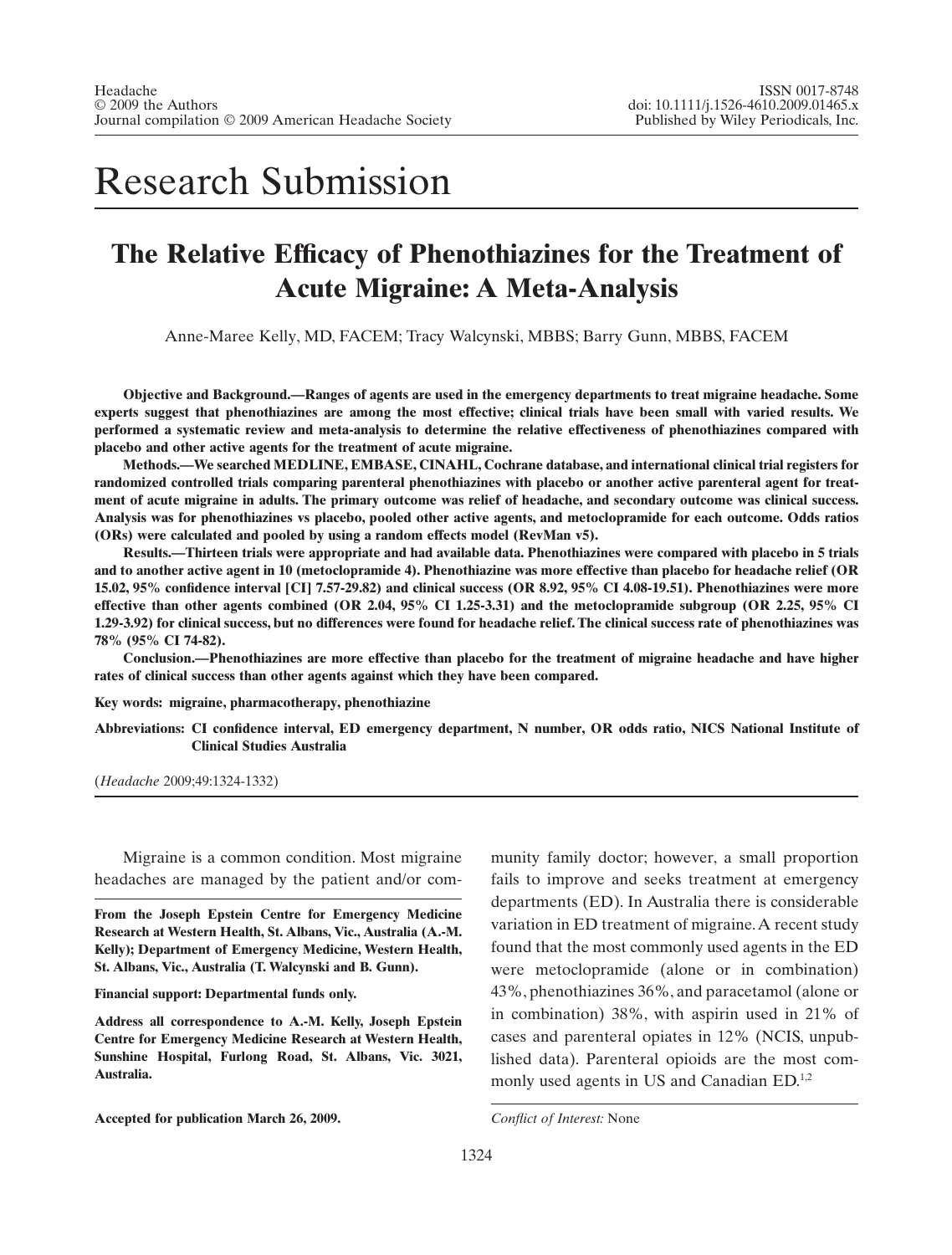Headache
© 2009 the Authors
Journal compilation © 2009 American Headache Society

ISSN 0017-8748
doi: 10.1111/j.1526-4610.2009.01465.x
Published by Wiley Periodicals, Inc.

# Research Submission

## The Relative Efficacy of Phenothiazines for the Treatment of Acute Migraine: A Meta-Analysis

Anne-Maree Kelly, MD, FACEM; Tracy Walcynski, MBBS; Barry Gunn, MBBS, FACEM

**Objective and Background.—Ranges of agents are used in the emergency departments to treat migraine headache. Some experts suggest that phenothiazines are among the most effective; clinical trials have been small with varied results. We performed a systematic review and meta-analysis to determine the relative effectiveness of phenothiazines compared with placebo and other active agents for the treatment of acute migraine.**

**Methods.—We searched MEDLINE, EMBASE, CINAHL, Cochrane database, and international clinical trial registers for randomized controlled trials comparing parenteral phenothiazines with placebo or another active parenteral agent for treatment of acute migraine in adults. The primary outcome was relief of headache, and secondary outcome was clinical success. Analysis was for phenothiazines vs placebo, pooled other active agents, and metoclopramide for each outcome. Odds ratios (ORs) were calculated and pooled by using a random effects model (RevMan v5).**

**Results.—Thirteen trials were appropriate and had available data. Phenothiazines were compared with placebo in 5 trials and to another active agent in 10 (metoclopramide 4). Phenothiazine was more effective than placebo for headache relief (OR 15.02, 95% confidence interval [CI] 7.57-29.82) and clinical success (OR 8.92, 95% CI 4.08-19.51). Phenothiazines were more effective than other agents combined (OR 2.04, 95% CI 1.25-3.31) and the metoclopramide subgroup (OR 2.25, 95% CI 1.29-3.92) for clinical success, but no differences were found for headache relief. The clinical success rate of phenothiazines was 78% (95% CI 74-82).**

**Conclusion.—Phenothiazines are more effective than placebo for the treatment of migraine headache and have higher rates of clinical success than other agents against which they have been compared.**

**Key words: migraine, pharmacotherapy, phenothiazine**

**Abbreviations: CI confidence interval, ED emergency department, N number, OR odds ratio, NICS National Institute of Clinical Studies Australia**

(*Headache* 2009;49:1324-1332)

Migraine is a common condition. Most migraine headaches are managed by the patient and/or community family doctor; however, a small proportion fails to improve and seeks treatment at emergency departments (ED). In Australia there is considerable variation in ED treatment of migraine. A recent study found that the most commonly used agents in the ED were metoclopramide (alone or in combination) 43%, phenothiazines 36%, and paracetamol (alone or in combination) 38%, with aspirin used in 21% of cases and parenteral opiates in 12% (NCIS, unpublished data). Parenteral opioids are the most commonly used agents in US and Canadian ED.[1,2]

**From the Joseph Epstein Centre for Emergency Medicine Research at Western Health, St. Albans, Vic., Australia (A.-M. Kelly); Department of Emergency Medicine, Western Health, St. Albans, Vic., Australia (T. Walcynski and B. Gunn).**

**Financial support: Departmental funds only.**

**Address all correspondence to A.-M. Kelly, Joseph Epstein Centre for Emergency Medicine Research at Western Health, Sunshine Hospital, Furlong Road, St. Albans, Vic. 3021, Australia.**

**Accepted for publication March 26, 2009.**

*Conflict of Interest:* None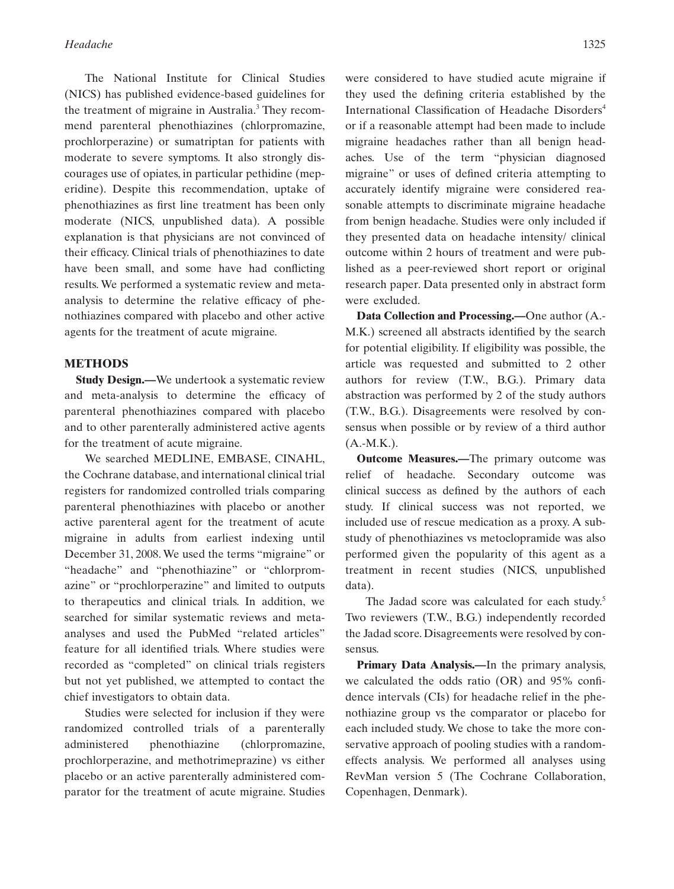The National Institute for Clinical Studies (NICS) has published evidence-based guidelines for the treatment of migraine in Australia.[3] They recommend parenteral phenothiazines (chlorpromazine, prochlorperazine) or sumatriptan for patients with moderate to severe symptoms. It also strongly discourages use of opiates, in particular pethidine (meperidine). Despite this recommendation, uptake of phenothiazines as first line treatment has been only moderate (NICS, unpublished data). A possible explanation is that physicians are not convinced of their efficacy. Clinical trials of phenothiazines to date have been small, and some have had conflicting results. We performed a systematic review and meta-analysis to determine the relative efficacy of phenothiazines compared with placebo and other active agents for the treatment of acute migraine.

## METHODS

**Study Design.—**We undertook a systematic review and meta-analysis to determine the efficacy of parenteral phenothiazines compared with placebo and to other parenterally administered active agents for the treatment of acute migraine.

We searched MEDLINE, EMBASE, CINAHL, the Cochrane database, and international clinical trial registers for randomized controlled trials comparing parenteral phenothiazines with placebo or another active parenteral agent for the treatment of acute migraine in adults from earliest indexing until December 31, 2008. We used the terms "migraine" or "headache" and "phenothiazine" or "chlorpromazine" or "prochlorperazine" and limited to outputs to therapeutics and clinical trials. In addition, we searched for similar systematic reviews and meta-analyses and used the PubMed "related articles" feature for all identified trials. Where studies were recorded as "completed" on clinical trials registers but not yet published, we attempted to contact the chief investigators to obtain data.

Studies were selected for inclusion if they were randomized controlled trials of a parenterally administered phenothiazine (chlorpromazine, prochlorperazine, and methotrimeprazine) vs either placebo or an active parenterally administered comparator for the treatment of acute migraine. Studies were considered to have studied acute migraine if they used the defining criteria established by the International Classification of Headache Disorders[4] or if a reasonable attempt had been made to include migraine headaches rather than all benign headaches. Use of the term "physician diagnosed migraine" or uses of defined criteria attempting to accurately identify migraine were considered reasonable attempts to discriminate migraine headache from benign headache. Studies were only included if they presented data on headache intensity/ clinical outcome within 2 hours of treatment and were published as a peer-reviewed short report or original research paper. Data presented only in abstract form were excluded.

**Data Collection and Processing.—**One author (A.-M.K.) screened all abstracts identified by the search for potential eligibility. If eligibility was possible, the article was requested and submitted to 2 other authors for review (T.W., B.G.). Primary data abstraction was performed by 2 of the study authors (T.W., B.G.). Disagreements were resolved by consensus when possible or by review of a third author (A.-M.K.).

**Outcome Measures.—**The primary outcome was relief of headache. Secondary outcome was clinical success as defined by the authors of each study. If clinical success was not reported, we included use of rescue medication as a proxy. A substudy of phenothiazines vs metoclopramide was also performed given the popularity of this agent as a treatment in recent studies (NICS, unpublished data).

The Jadad score was calculated for each study.[5] Two reviewers (T.W., B.G.) independently recorded the Jadad score. Disagreements were resolved by consensus.

**Primary Data Analysis.—**In the primary analysis, we calculated the odds ratio (OR) and 95% confidence intervals (CIs) for headache relief in the phenothiazine group vs the comparator or placebo for each included study. We chose to take the more conservative approach of pooling studies with a random-effects analysis. We performed all analyses using RevMan version 5 (The Cochrane Collaboration, Copenhagen, Denmark).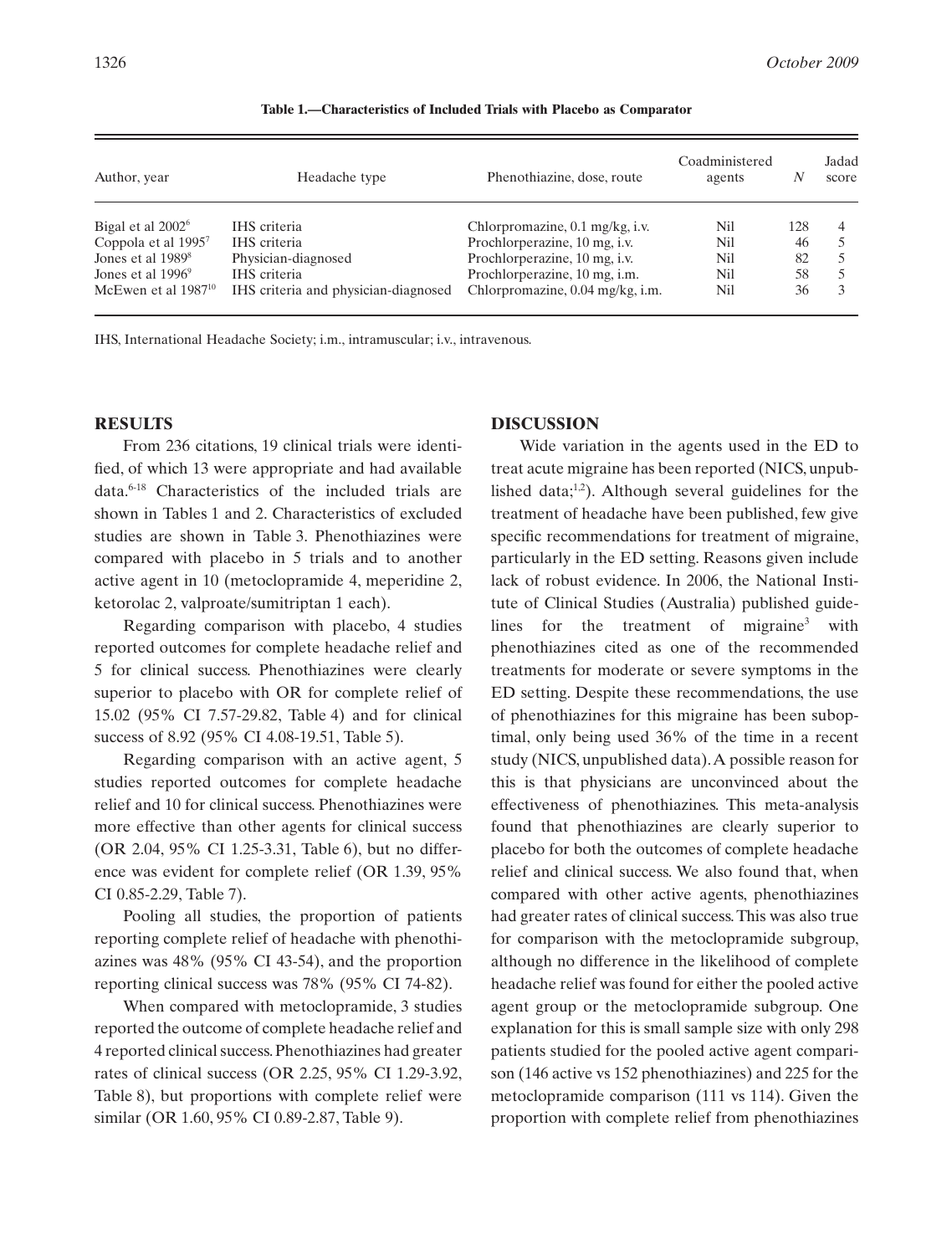**Table 1.—Characteristics of Included Trials with Placebo as Comparator**

| Author, year | Headache type | Phenothiazine, dose, route | Coadministered agents | $N$ | Jadad score |
|---|---|---|---|---|---|
| Bigal et al 2002[6] | IHS criteria | Chlorpromazine, 0.1 mg/kg, i.v. | Nil | 128 | 4 |
| Coppola et al 1995[7] | IHS criteria | Prochlorperazine, 10 mg, i.v. | Nil | 46 | 5 |
| Jones et al 1989[8] | Physician-diagnosed | Prochlorperazine, 10 mg, i.v. | Nil | 82 | 5 |
| Jones et al 1996[9] | IHS criteria | Prochlorperazine, 10 mg, i.m. | Nil | 58 | 5 |
| McEwen et al 1987[10] | IHS criteria and physician-diagnosed | Chlorpromazine, 0.04 mg/kg, i.m. | Nil | 36 | 3 |

IHS, International Headache Society; i.m., intramuscular; i.v., intravenous.

## RESULTS

From 236 citations, 19 clinical trials were identified, of which 13 were appropriate and had available data.[6-18] Characteristics of the included trials are shown in Tables 1 and 2. Characteristics of excluded studies are shown in Table 3. Phenothiazines were compared with placebo in 5 trials and to another active agent in 10 (metoclopramide 4, meperidine 2, ketorolac 2, valproate/sumitriptan 1 each).

Regarding comparison with placebo, 4 studies reported outcomes for complete headache relief and 5 for clinical success. Phenothiazines were clearly superior to placebo with OR for complete relief of 15.02 (95% CI 7.57-29.82, Table 4) and for clinical success of 8.92 (95% CI 4.08-19.51, Table 5).

Regarding comparison with an active agent, 5 studies reported outcomes for complete headache relief and 10 for clinical success. Phenothiazines were more effective than other agents for clinical success (OR 2.04, 95% CI 1.25-3.31, Table 6), but no difference was evident for complete relief (OR 1.39, 95% CI 0.85-2.29, Table 7).

Pooling all studies, the proportion of patients reporting complete relief of headache with phenothiazines was 48% (95% CI 43-54), and the proportion reporting clinical success was 78% (95% CI 74-82).

When compared with metoclopramide, 3 studies reported the outcome of complete headache relief and 4 reported clinical success. Phenothiazines had greater rates of clinical success (OR 2.25, 95% CI 1.29-3.92, Table 8), but proportions with complete relief were similar (OR 1.60, 95% CI 0.89-2.87, Table 9).

## DISCUSSION

Wide variation in the agents used in the ED to treat acute migraine has been reported (NICS, unpublished data;[1,2]). Although several guidelines for the treatment of headache have been published, few give specific recommendations for treatment of migraine, particularly in the ED setting. Reasons given include lack of robust evidence. In 2006, the National Institute of Clinical Studies (Australia) published guidelines for the treatment of migraine[3] with phenothiazines cited as one of the recommended treatments for moderate or severe symptoms in the ED setting. Despite these recommendations, the use of phenothiazines for this migraine has been suboptimal, only being used 36% of the time in a recent study (NICS, unpublished data). A possible reason for this is that physicians are unconvinced about the effectiveness of phenothiazines. This meta-analysis found that phenothiazines are clearly superior to placebo for both the outcomes of complete headache relief and clinical success. We also found that, when compared with other active agents, phenothiazines had greater rates of clinical success. This was also true for comparison with the metoclopramide subgroup, although no difference in the likelihood of complete headache relief was found for either the pooled active agent group or the metoclopramide subgroup. One explanation for this is small sample size with only 298 patients studied for the pooled active agent comparison (146 active vs 152 phenothiazines) and 225 for the metoclopramide comparison (111 vs 114). Given the proportion with complete relief from phenothiazines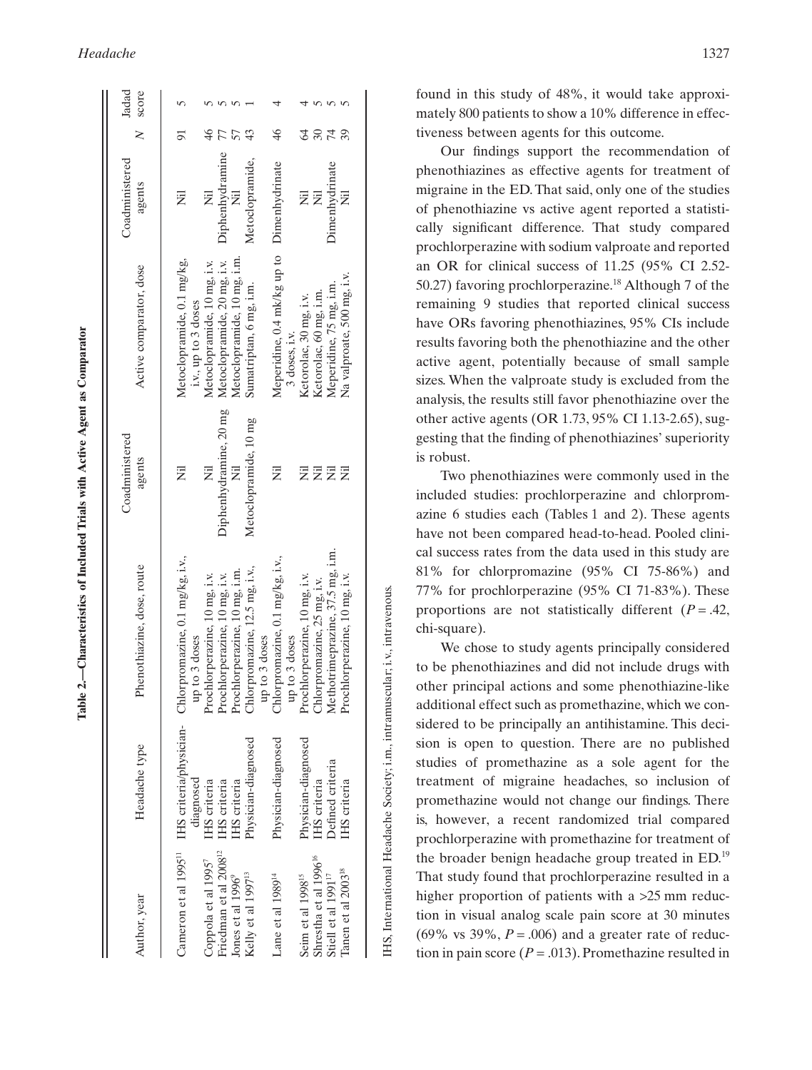**Table 2.—Characteristics of Included Trials with Active Agent as Comparator**

| Author, year | Headache type | Phenothiazine, dose, route | Coadministered agents | Active comparator, dose | Coadministered agents | N | Jadad score |
|---|---|---|---|---|---|---|---|
| Cameron et al 1995[11] | IHS criteria/physician-diagnosed | Chlorpromazine, 0.1 mg/kg, i.v., up to 3 doses | Nil | Metoclopramide, 0.1 mg/kg, i.v., up to 3 doses | Nil | 91 | 5 |
| Coppola et al 1995[7] | IHS criteria | Prochlorperazine, 10 mg, i.v. | Nil | Metoclopramide, 10 mg, i.v. | Nil | 46 | 5 |
| Friedman et al 2008[12] | IHS criteria | Prochlorperazine, 10 mg, i.v. | Diphenhydramine, 20 mg | Metoclopramide, 20 mg, i.v. | Diphenhydramine | 77 | 5 |
| Jones et al 1996[9] | IHS criteria | Prochlorperazine, 10 mg, i.m. | Nil | Metoclopramide, 10 mg, i.m. | Nil | 57 | 5 |
| Kelly et al 1997[13] | Physician-diagnosed | Chlorpromazine, 12.5 mg, i.v., up to 3 doses | Metoclopramide, 10 mg | Sumatriptan, 6 mg, i.m. | Metoclopramide, | 43 | 1 |
| Lane et al 1989[14] | Physician-diagnosed | Chlorpromazine, 0.1 mg/kg, i.v., up to 3 doses | Nil | Meperidine, 0.4 mk/kg up to 3 doses, i.v. | Dimenhydrinate | 46 | 4 |
| Seim et al 1998[15] | Physician-diagnosed | Prochlorperazine, 10 mg, i.v. | Nil | Ketorolac, 30 mg, i.v. | Nil | 64 | 4 |
| Shrestha et al 1996[16] | IHS criteria | Chlorpromazine, 25 mg, i.v. | Nil | Ketorolac, 60 mg, i.m. | Nil | 30 | 5 |
| Stiell et al 1991[17] | Defined criteria | Methotrimeprazine, 37.5 mg, i.m. | Nil | Meperidine, 75 mg, i.m. | Dimenhydrinate | 74 | 5 |
| Tanen et al 2003[18] | IHS criteria | Prochlorperazine, 10 mg, i.v. | Nil | Na valproate, 500 mg, i.v. | Nil | 39 | 5 |

IHS, International Headache Society; i.m., intramuscular; i.v., intravenous.

found in this study of 48%, it would take approximately 800 patients to show a 10% difference in effectiveness between agents for this outcome.

Our findings support the recommendation of phenothiazines as effective agents for treatment of migraine in the ED. That said, only one of the studies of phenothiazine vs active agent reported a statistically significant difference. That study compared prochlorperazine with sodium valproate and reported an OR for clinical success of 11.25 (95% CI 2.52-50.27) favoring prochlorperazine.[18] Although 7 of the remaining 9 studies that reported clinical success have ORs favoring phenothiazines, 95% CIs include results favoring both the phenothiazine and the other active agent, potentially because of small sample sizes. When the valproate study is excluded from the analysis, the results still favor phenothiazine over the other active agents (OR 1.73, 95% CI 1.13-2.65), suggesting that the finding of phenothiazines' superiority is robust.

Two phenothiazines were commonly used in the included studies: prochlorperazine and chlorpromazine 6 studies each (Tables 1 and 2). These agents have not been compared head-to-head. Pooled clinical success rates from the data used in this study are 81% for chlorpromazine (95% CI 75-86%) and 77% for prochlorperazine (95% CI 71-83%). These proportions are not statistically different ($P = .42$, chi-square).

We chose to study agents principally considered to be phenothiazines and did not include drugs with other principal actions and some phenothiazine-like additional effect such as promethazine, which we considered to be principally an antihistamine. This decision is open to question. There are no published studies of promethazine as a sole agent for the treatment of migraine headaches, so inclusion of promethazine would not change our findings. There is, however, a recent randomized trial compared prochlorperazine with promethazine for treatment of the broader benign headache group treated in ED.[19] That study found that prochlorperazine resulted in a higher proportion of patients with a >25 mm reduction in visual analog scale pain score at 30 minutes (69% vs 39%, $P = .006$) and a greater rate of reduction in pain score ($P = .013$). Promethazine resulted in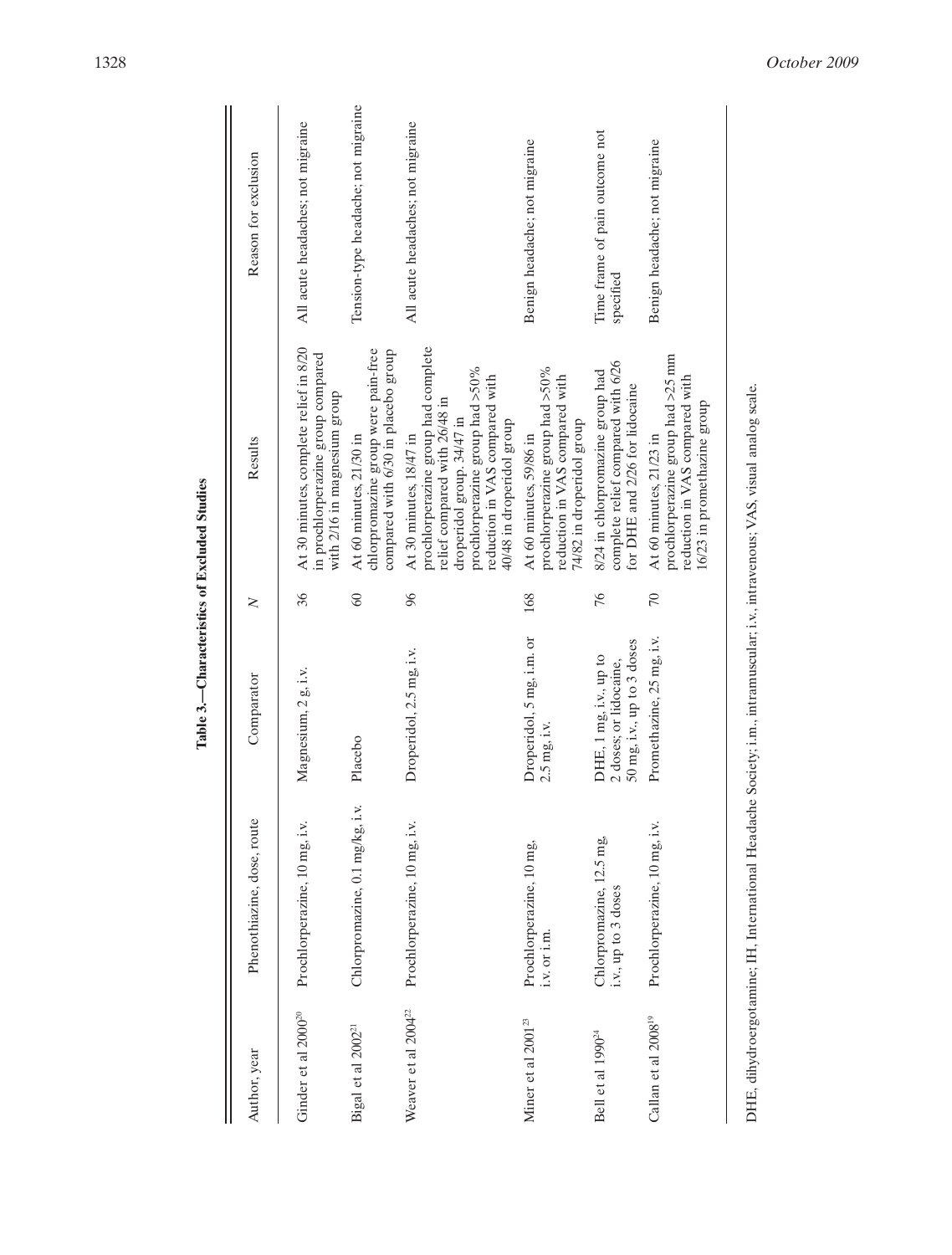**Table 3.—Characteristics of Excluded Studies**

| Author, year | Phenothiazine, dose, route | Comparator | *N* | Results | Reason for exclusion |
|---|---|---|---|---|---|
| Ginder et al 2000[20] | Prochlorperazine, 10 mg, i.v. | Magnesium, 2 g, i.v. | 36 | At 30 minutes, complete relief in 8/20 in prochlorperazine group compared with 2/16 in magnesium group | All acute headaches; not migraine |
| Bigal et al 2002[21] | Chlorpromazine, 0.1 mg/kg, i.v. | Placebo | 60 | At 60 minutes, 21/30 in chlorpromazine group were pain-free compared with 6/30 in placebo group | Tension-type headache; not migraine |
| Weaver et al 2004[22] | Prochlorperazine, 10 mg, i.v. | Droperidol, 2.5 mg, i.v. | 96 | At 30 minutes, 18/47 in prochlorperazine group had complete relief compared with 26/48 in droperidol group. 34/47 in prochlorperazine group had >50% reduction in VAS compared with 40/48 in droperidol group | All acute headaches; not migraine |
| Miner et al 2001[23] | Prochlorperazine, 10 mg, i.v. or i.m. | Droperidol, 5 mg, i.m. or 2.5 mg, i.v. | 168 | At 60 minutes, 59/86 in prochlorperazine group had >50% reduction in VAS compared with 74/82 in droperidol group | Benign headache; not migraine |
| Bell et al 1990[24] | Chlorpromazine, 12.5 mg, i.v., up to 3 doses | DHE, 1 mg, i.v., up to 2 doses; or lidocaine, 50 mg, i.v., up to 3 doses | 76 | 8/24 in chlorpromazine group had complete relief compared with 6/26 for DHE and 2/26 for lidocaine | Time frame of pain outcome not specified |
| Callan et al 2008[19] | Prochlorperazine, 10 mg, i.v. | Promethazine, 25 mg, i.v. | 70 | At 60 minutes, 21/23 in prochlorperazine group had >25 mm reduction in VAS compared with 16/23 in promethazine group | Benign headache; not migraine |

DHE, dihydroergotamine; IH, International Headache Society; i.m., intramuscular; i.v., intravenous; VAS, visual analog scale.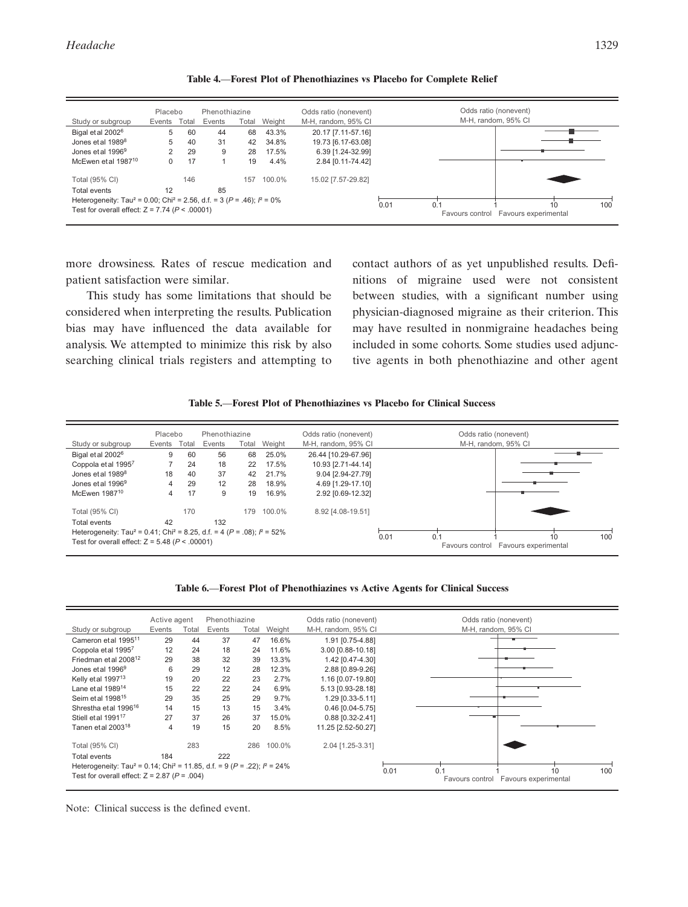**Table 4.—Forest Plot of Phenothiazines vs Placebo for Complete Relief**

| Study or subgroup | Placebo | | Phenothiazine | | | Odds ratio (nonevent) |
|---|---|---|---|---|---|---|
| | Events | Total | Events | Total | Weight | M-H, random, 95% CI |
| Bigal et al 2002[6] | 5 | 60 | 44 | 68 | 43.3% | 20.17 [7.11-57.16] |
| Jones et al 1989[8] | 5 | 40 | 31 | 42 | 34.8% | 19.73 [6.17-63.08] |
| Jones et al 1996[9] | 2 | 29 | 9 | 28 | 17.5% | 6.39 [1.24-32.99] |
| McEwen et al 1987[10] | 0 | 17 | 1 | 19 | 4.4% | 2.84 [0.11-74.42] |
| Total (95% CI) | | 146 | | 157 | 100.0% | 15.02 [7.57-29.82] |
| Total events | 12 | | 85 | | | |

Heterogeneity: Tau² = 0.00; Chi² = 2.56, d.f. = 3 ($P$ = .46); $I^2$ = 0%
Test for overall effect: Z = 7.74 ($P$ < .00001)

Favours control / Favours experimental

more drowsiness. Rates of rescue medication and patient satisfaction were similar.

This study has some limitations that should be considered when interpreting the results. Publication bias may have influenced the data available for analysis. We attempted to minimize this risk by also searching clinical trials registers and attempting to contact authors of as yet unpublished results. Definitions of migraine used were not consistent between studies, with a significant number using physician-diagnosed migraine as their criterion. This may have resulted in nonmigraine headaches being included in some cohorts. Some studies used adjunctive agents in both phenothiazine and other agent

**Table 5.—Forest Plot of Phenothiazines vs Placebo for Clinical Success**

| Study or subgroup | Placebo | | Phenothiazine | | | Odds ratio (nonevent) |
|---|---|---|---|---|---|---|
| | Events | Total | Events | Total | Weight | M-H, random, 95% CI |
| Bigal et al 2002[6] | 9 | 60 | 56 | 68 | 25.0% | 26.44 [10.29-67.96] |
| Coppola et al 1995[7] | 7 | 24 | 18 | 22 | 17.5% | 10.93 [2.71-44.14] |
| Jones et al 1989[8] | 18 | 40 | 37 | 42 | 21.7% | 9.04 [2.94-27.79] |
| Jones et al 1996[9] | 4 | 29 | 12 | 28 | 18.9% | 4.69 [1.29-17.10] |
| McEwen 1987[10] | 4 | 17 | 9 | 19 | 16.9% | 2.92 [0.69-12.32] |
| Total (95% CI) | | 170 | | 179 | 100.0% | 8.92 [4.08-19.51] |
| Total events | 42 | | 132 | | | |

Heterogeneity: Tau² = 0.41; Chi² = 8.25, d.f. = 4 ($P$ = .08); $I^2$ = 52%
Test for overall effect: Z = 5.48 ($P$ < .00001)

Favours control / Favours experimental

**Table 6.—Forest Plot of Phenothiazines vs Active Agents for Clinical Success**

| Study or subgroup | Active agent | | Phenothiazine | | | Odds ratio (nonevent) |
|---|---|---|---|---|---|---|
| | Events | Total | Events | Total | Weight | M-H, random, 95% CI |
| Cameron et al 1995[11] | 29 | 44 | 37 | 47 | 16.6% | 1.91 [0.75-4.88] |
| Coppola et al 1995[7] | 12 | 24 | 18 | 24 | 11.6% | 3.00 [0.88-10.18] |
| Friedman et al 2008[12] | 29 | 38 | 32 | 39 | 13.3% | 1.42 [0.47-4.30] |
| Jones et al 1996[9] | 6 | 29 | 12 | 28 | 12.3% | 2.88 [0.89-9.26] |
| Kelly et al 1997[13] | 19 | 20 | 22 | 23 | 2.7% | 1.16 [0.07-19.80] |
| Lane et al 1989[14] | 15 | 22 | 22 | 24 | 6.9% | 5.13 [0.93-28.18] |
| Seim et al 1998[15] | 29 | 35 | 25 | 29 | 9.7% | 1.29 [0.33-5.11] |
| Shrestha et al 1996[16] | 14 | 15 | 13 | 15 | 3.4% | 0.46 [0.04-5.75] |
| Stiell et al 1991[17] | 27 | 37 | 26 | 37 | 15.0% | 0.88 [0.32-2.41] |
| Tanen et al 2003[18] | 4 | 19 | 15 | 20 | 8.5% | 11.25 [2.52-50.27] |
| Total (95% CI) | | 283 | | 286 | 100.0% | 2.04 [1.25-3.31] |
| Total events | 184 | | 222 | | | |

Heterogeneity: Tau² = 0.14; Chi² = 11.85, d.f. = 9 ($P$ = .22); $I^2$ = 24%
Test for overall effect: Z = 2.87 ($P$ = .004)

Favours control / Favours experimental

Note: Clinical success is the defined event.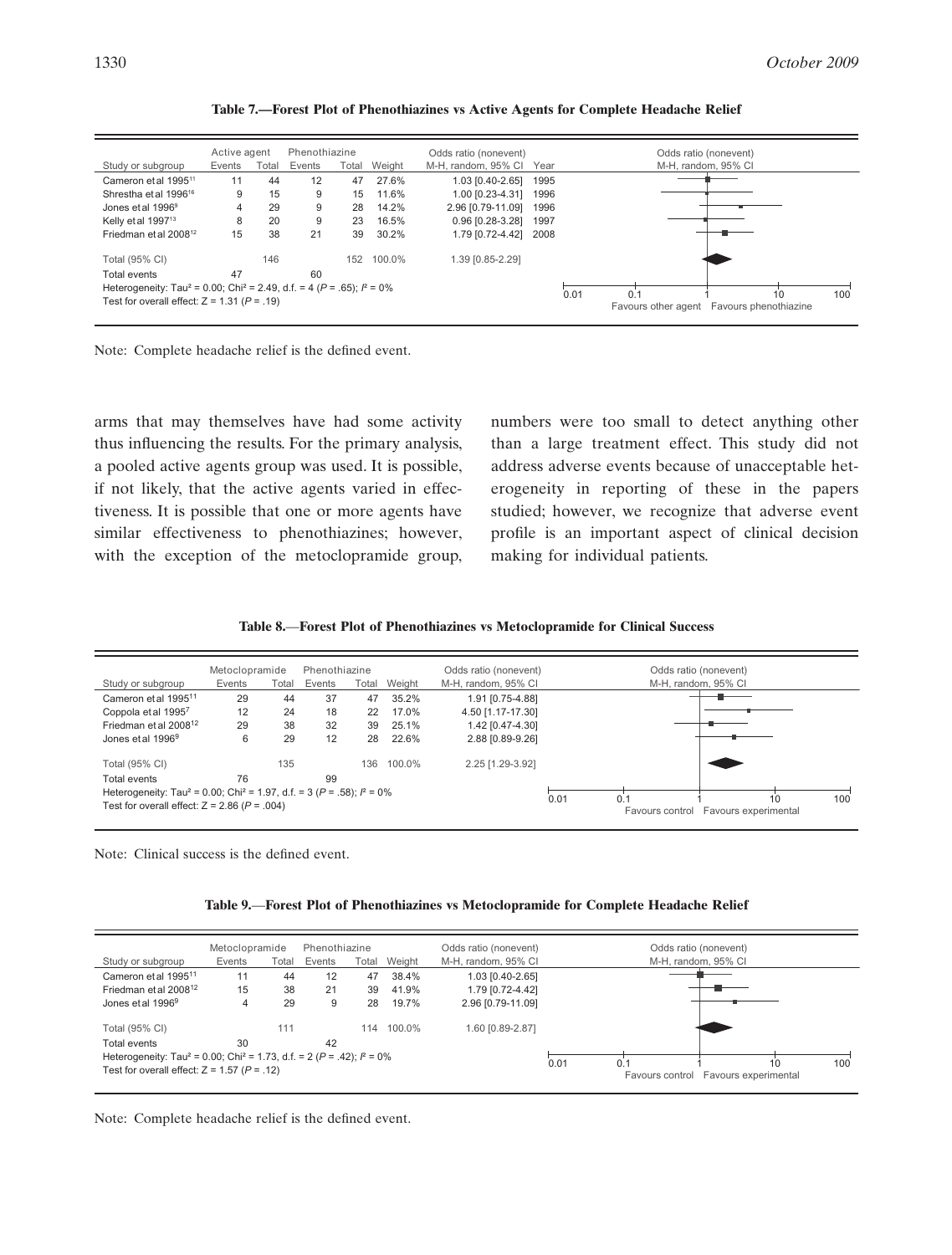**Table 7.—Forest Plot of Phenothiazines vs Active Agents for Complete Headache Relief**

| Study or subgroup | Active agent Events | Active agent Total | Phenothiazine Events | Phenothiazine Total | Weight | Odds ratio (nonevent) M-H, random, 95% CI | Year |
|---|---|---|---|---|---|---|---|
| Cameron et al 1995[11] | 11 | 44 | 12 | 47 | 27.6% | 1.03 [0.40-2.65] | 1995 |
| Shrestha et al 1996[16] | 9 | 15 | 9 | 15 | 11.6% | 1.00 [0.23-4.31] | 1996 |
| Jones et al 1996[9] | 4 | 29 | 9 | 28 | 14.2% | 2.96 [0.79-11.09] | 1996 |
| Kelly et al 1997[13] | 8 | 20 | 9 | 23 | 16.5% | 0.96 [0.28-3.28] | 1997 |
| Friedman et al 2008[12] | 15 | 38 | 21 | 39 | 30.2% | 1.79 [0.72-4.42] | 2008 |
| Total (95% CI) | | 146 | | 152 | 100.0% | 1.39 [0.85-2.29] | |
| Total events | 47 | | 60 | | | | |

Heterogeneity: $Tau^2 = 0.00$; $Chi^2 = 2.49$, d.f. = 4 ($P = .65$); $I^2 = 0\%$
Test for overall effect: $Z = 1.31$ ($P = .19$)

Favours other agent / Favours phenothiazine

Note: Complete headache relief is the defined event.

arms that may themselves have had some activity thus influencing the results. For the primary analysis, a pooled active agents group was used. It is possible, if not likely, that the active agents varied in effectiveness. It is possible that one or more agents have similar effectiveness to phenothiazines; however, with the exception of the metoclopramide group, numbers were too small to detect anything other than a large treatment effect. This study did not address adverse events because of unacceptable heterogeneity in reporting of these in the papers studied; however, we recognize that adverse event profile is an important aspect of clinical decision making for individual patients.

**Table 8.—Forest Plot of Phenothiazines vs Metoclopramide for Clinical Success**

| Study or subgroup | Metoclopramide Events | Metoclopramide Total | Phenothiazine Events | Phenothiazine Total | Weight | Odds ratio (nonevent) M-H, random, 95% CI |
|---|---|---|---|---|---|---|
| Cameron et al 1995[11] | 29 | 44 | 37 | 47 | 35.2% | 1.91 [0.75-4.88] |
| Coppola et al 1995[7] | 12 | 24 | 18 | 22 | 17.0% | 4.50 [1.17-17.30] |
| Friedman et al 2008[12] | 29 | 38 | 32 | 39 | 25.1% | 1.42 [0.47-4.30] |
| Jones et al 1996[9] | 6 | 29 | 12 | 28 | 22.6% | 2.88 [0.89-9.26] |
| Total (95% CI) | | 135 | | 136 | 100.0% | 2.25 [1.29-3.92] |
| Total events | 76 | | 99 | | | |

Heterogeneity: $Tau^2 = 0.00$; $Chi^2 = 1.97$, d.f. = 3 ($P = .58$); $I^2 = 0\%$
Test for overall effect: $Z = 2.86$ ($P = .004$)

Favours control / Favours experimental

Note: Clinical success is the defined event.

**Table 9.—Forest Plot of Phenothiazines vs Metoclopramide for Complete Headache Relief**

| Study or subgroup | Metoclopramide Events | Metoclopramide Total | Phenothiazine Events | Phenothiazine Total | Weight | Odds ratio (nonevent) M-H, random, 95% CI |
|---|---|---|---|---|---|---|
| Cameron et al 1995[11] | 11 | 44 | 12 | 47 | 38.4% | 1.03 [0.40-2.65] |
| Friedman et al 2008[12] | 15 | 38 | 21 | 39 | 41.9% | 1.79 [0.72-4.42] |
| Jones et al 1996[9] | 4 | 29 | 9 | 28 | 19.7% | 2.96 [0.79-11.09] |
| Total (95% CI) | | 111 | | 114 | 100.0% | 1.60 [0.89-2.87] |
| Total events | 30 | | 42 | | | |

Heterogeneity: $Tau^2 = 0.00$; $Chi^2 = 1.73$, d.f. = 2 ($P = .42$); $I^2 = 0\%$
Test for overall effect: $Z = 1.57$ ($P = .12$)

Favours control / Favours experimental

Note: Complete headache relief is the defined event.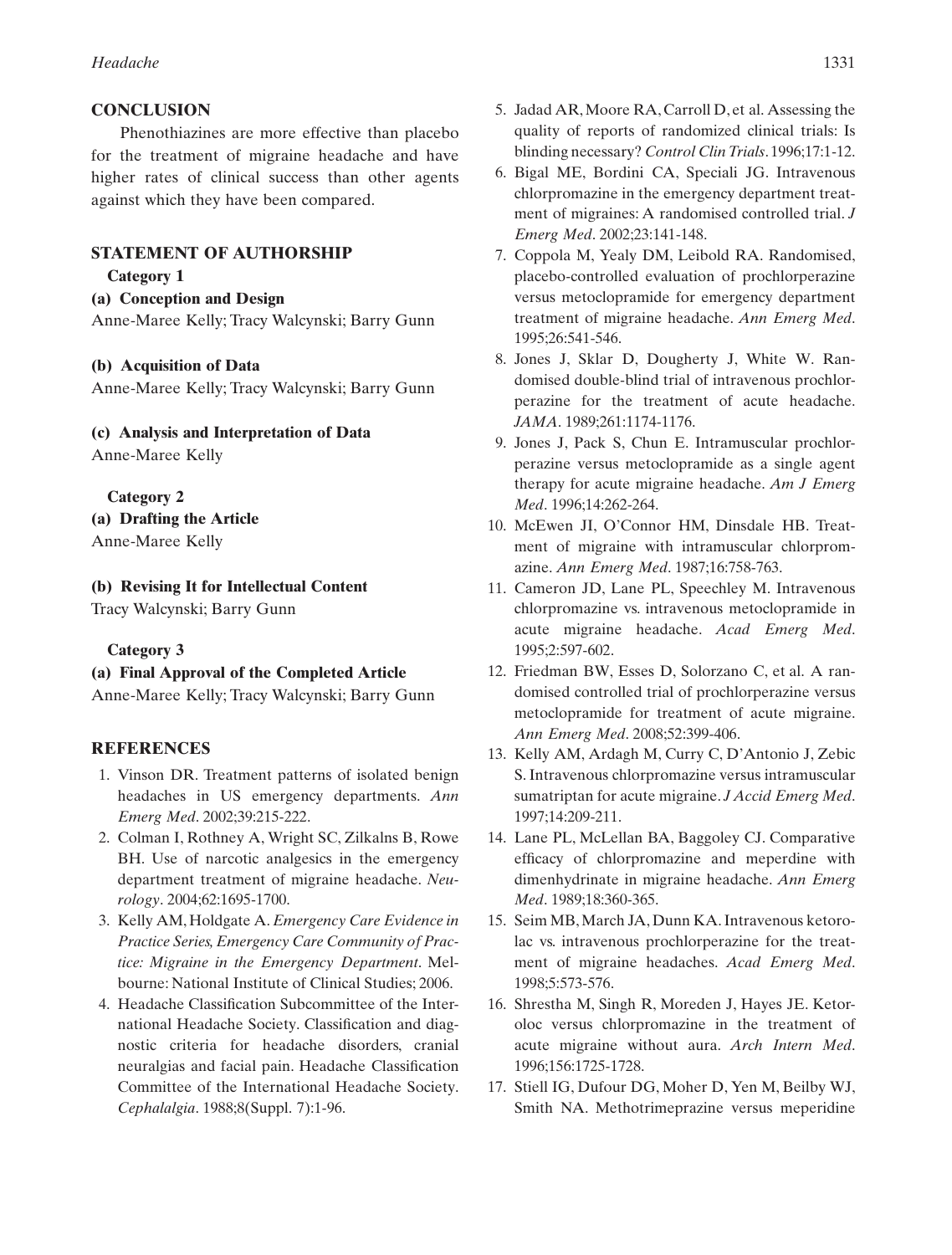## CONCLUSION

Phenothiazines are more effective than placebo for the treatment of migraine headache and have higher rates of clinical success than other agents against which they have been compared.

## STATEMENT OF AUTHORSHIP

**Category 1**

**(a) Conception and Design**

Anne-Maree Kelly; Tracy Walcynski; Barry Gunn

**(b) Acquisition of Data**

Anne-Maree Kelly; Tracy Walcynski; Barry Gunn

**(c) Analysis and Interpretation of Data**

Anne-Maree Kelly

**Category 2**

**(a) Drafting the Article**

Anne-Maree Kelly

**(b) Revising It for Intellectual Content**

Tracy Walcynski; Barry Gunn

**Category 3**

**(a) Final Approval of the Completed Article**

Anne-Maree Kelly; Tracy Walcynski; Barry Gunn

## REFERENCES

1. Vinson DR. Treatment patterns of isolated benign headaches in US emergency departments. *Ann Emerg Med*. 2002;39:215-222.
2. Colman I, Rothney A, Wright SC, Zilkalns B, Rowe BH. Use of narcotic analgesics in the emergency department treatment of migraine headache. *Neurology*. 2004;62:1695-1700.
3. Kelly AM, Holdgate A. *Emergency Care Evidence in Practice Series, Emergency Care Community of Practice: Migraine in the Emergency Department*. Melbourne: National Institute of Clinical Studies; 2006.
4. Headache Classification Subcommittee of the International Headache Society. Classification and diagnostic criteria for headache disorders, cranial neuralgias and facial pain. Headache Classification Committee of the International Headache Society. *Cephalalgia*. 1988;8(Suppl. 7):1-96.
5. Jadad AR, Moore RA, Carroll D, et al. Assessing the quality of reports of randomized clinical trials: Is blinding necessary? *Control Clin Trials*. 1996;17:1-12.
6. Bigal ME, Bordini CA, Speciali JG. Intravenous chlorpromazine in the emergency department treatment of migraines: A randomised controlled trial. *J Emerg Med*. 2002;23:141-148.
7. Coppola M, Yealy DM, Leibold RA. Randomised, placebo-controlled evaluation of prochlorperazine versus metoclopramide for emergency department treatment of migraine headache. *Ann Emerg Med*. 1995;26:541-546.
8. Jones J, Sklar D, Dougherty J, White W. Randomised double-blind trial of intravenous prochlorperazine for the treatment of acute headache. *JAMA*. 1989;261:1174-1176.
9. Jones J, Pack S, Chun E. Intramuscular prochlorperazine versus metoclopramide as a single agent therapy for acute migraine headache. *Am J Emerg Med*. 1996;14:262-264.
10. McEwen JI, O'Connor HM, Dinsdale HB. Treatment of migraine with intramuscular chlorpromazine. *Ann Emerg Med*. 1987;16:758-763.
11. Cameron JD, Lane PL, Speechley M. Intravenous chlorpromazine vs. intravenous metoclopramide in acute migraine headache. *Acad Emerg Med*. 1995;2:597-602.
12. Friedman BW, Esses D, Solorzano C, et al. A randomised controlled trial of prochlorperazine versus metoclopramide for treatment of acute migraine. *Ann Emerg Med*. 2008;52:399-406.
13. Kelly AM, Ardagh M, Curry C, D'Antonio J, Zebic S. Intravenous chlorpromazine versus intramuscular sumatriptan for acute migraine. *J Accid Emerg Med*. 1997;14:209-211.
14. Lane PL, McLellan BA, Baggoley CJ. Comparative efficacy of chlorpromazine and meperdine with dimenhydrinate in migraine headache. *Ann Emerg Med*. 1989;18:360-365.
15. Seim MB, March JA, Dunn KA. Intravenous ketorolac vs. intravenous prochlorperazine for the treatment of migraine headaches. *Acad Emerg Med*. 1998;5:573-576.
16. Shrestha M, Singh R, Moreden J, Hayes JE. Ketoroloc versus chlorpromazine in the treatment of acute migraine without aura. *Arch Intern Med*. 1996;156:1725-1728.
17. Stiell IG, Dufour DG, Moher D, Yen M, Beilby WJ, Smith NA. Methotrimeprazine versus meperidine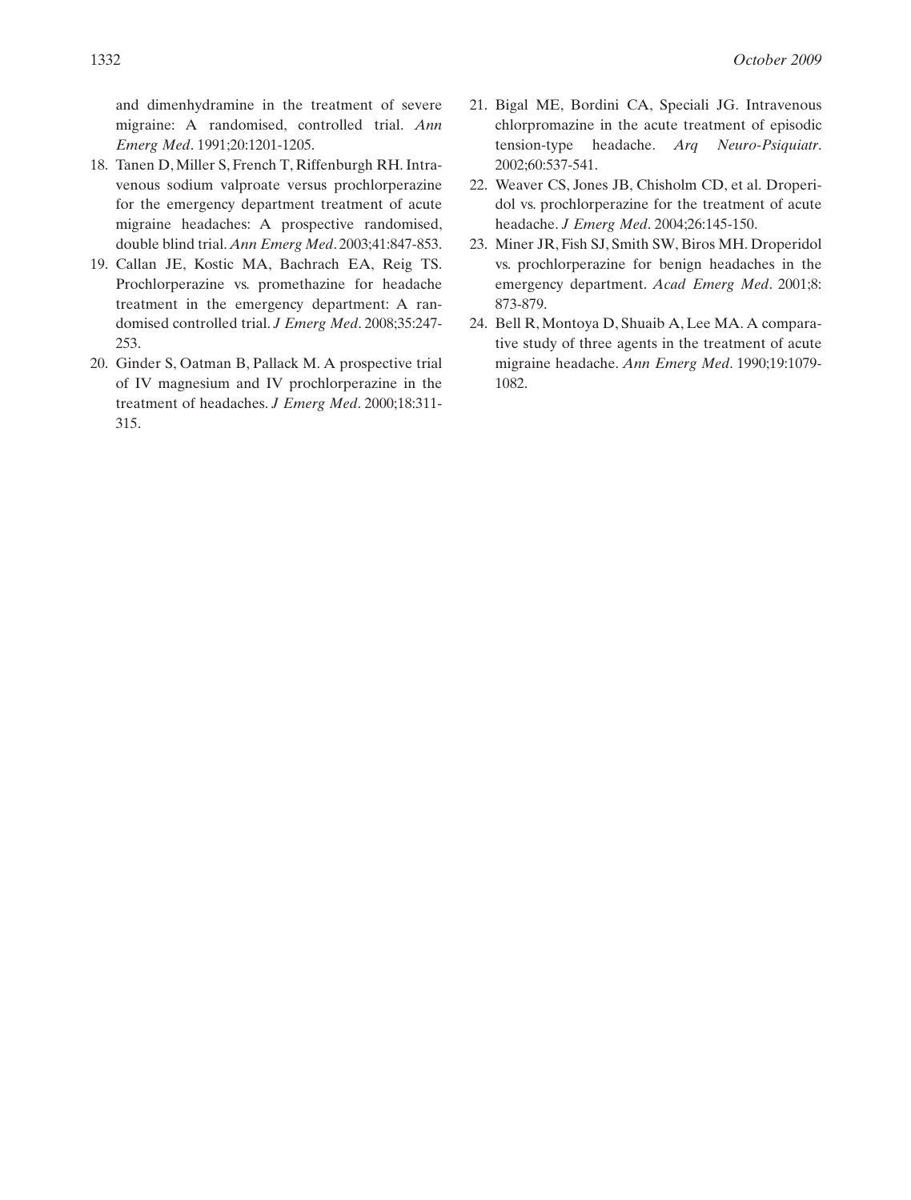and dimenhydramine in the treatment of severe migraine: A randomised, controlled trial. *Ann Emerg Med*. 1991;20:1201-1205.

18. Tanen D, Miller S, French T, Riffenburgh RH. Intravenous sodium valproate versus prochlorperazine for the emergency department treatment of acute migraine headaches: A prospective randomised, double blind trial. *Ann Emerg Med*. 2003;41:847-853.
19. Callan JE, Kostic MA, Bachrach EA, Reig TS. Prochlorperazine vs. promethazine for headache treatment in the emergency department: A randomised controlled trial. *J Emerg Med*. 2008;35:247-253.
20. Ginder S, Oatman B, Pallack M. A prospective trial of IV magnesium and IV prochlorperazine in the treatment of headaches. *J Emerg Med*. 2000;18:311-315.
21. Bigal ME, Bordini CA, Speciali JG. Intravenous chlorpromazine in the acute treatment of episodic tension-type headache. *Arq Neuro-Psiquiatr*. 2002;60:537-541.
22. Weaver CS, Jones JB, Chisholm CD, et al. Droperidol vs. prochlorperazine for the treatment of acute headache. *J Emerg Med*. 2004;26:145-150.
23. Miner JR, Fish SJ, Smith SW, Biros MH. Droperidol vs. prochlorperazine for benign headaches in the emergency department. *Acad Emerg Med*. 2001;8: 873-879.
24. Bell R, Montoya D, Shuaib A, Lee MA. A comparative study of three agents in the treatment of acute migraine headache. *Ann Emerg Med*. 1990;19:1079-1082.